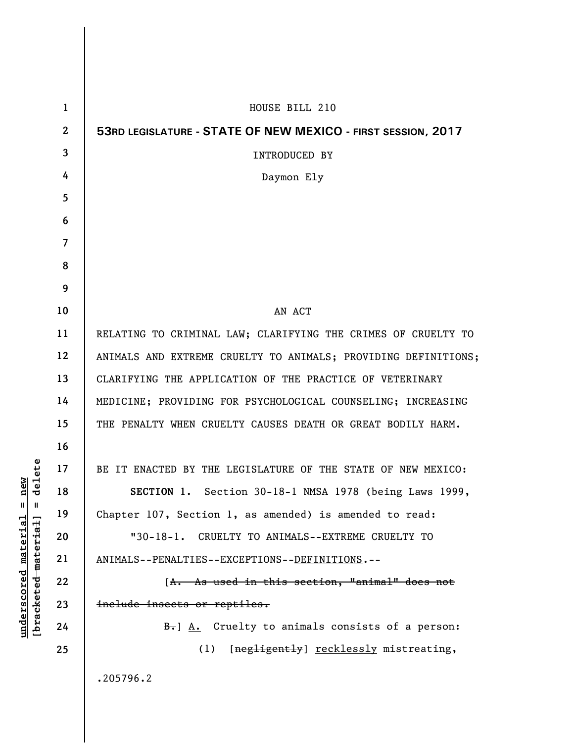HOUSE BILL 210

**53RD LEGISLATURE - STATE OF NEW MEXICO - FIRST SESSION, 2017**

INTRODUCED BY

Daymon Ely

AN ACT

RELATING TO CRIMINAL LAW; CLARIFYING THE CRIMES OF CRUELTY TO ANIMALS AND EXTREME CRUELTY TO ANIMALS; PROVIDING DEFINITIONS; CLARIFYING THE APPLICATION OF THE PRACTICE OF VETERINARY MEDICINE; PROVIDING FOR PSYCHOLOGICAL COUNSELING; INCREASING THE PENALTY WHEN CRUELTY CAUSES DEATH OR GREAT BODILY HARM.

BE IT ENACTED BY THE LEGISLATURE OF THE STATE OF NEW MEXICO:

**SECTION 1.** Section 30-18-1 NMSA 1978 (being Laws 1999, Chapter 107, Section 1, as amended) is amended to read:

"30-18-1. CRUELTY TO ANIMALS--EXTREME CRUELTY TO ANIMALS--PENALTIES--EXCEPTIONS--<u>DEFINITIONS</u>.--

[~~A. As used in this section, "animal" does not include insects or reptiles.~~

~~B.~~] <u>A.</u> Cruelty to animals consists of a person:

(1) [~~negligently~~] <u>recklessly</u> mistreating,

.205796.2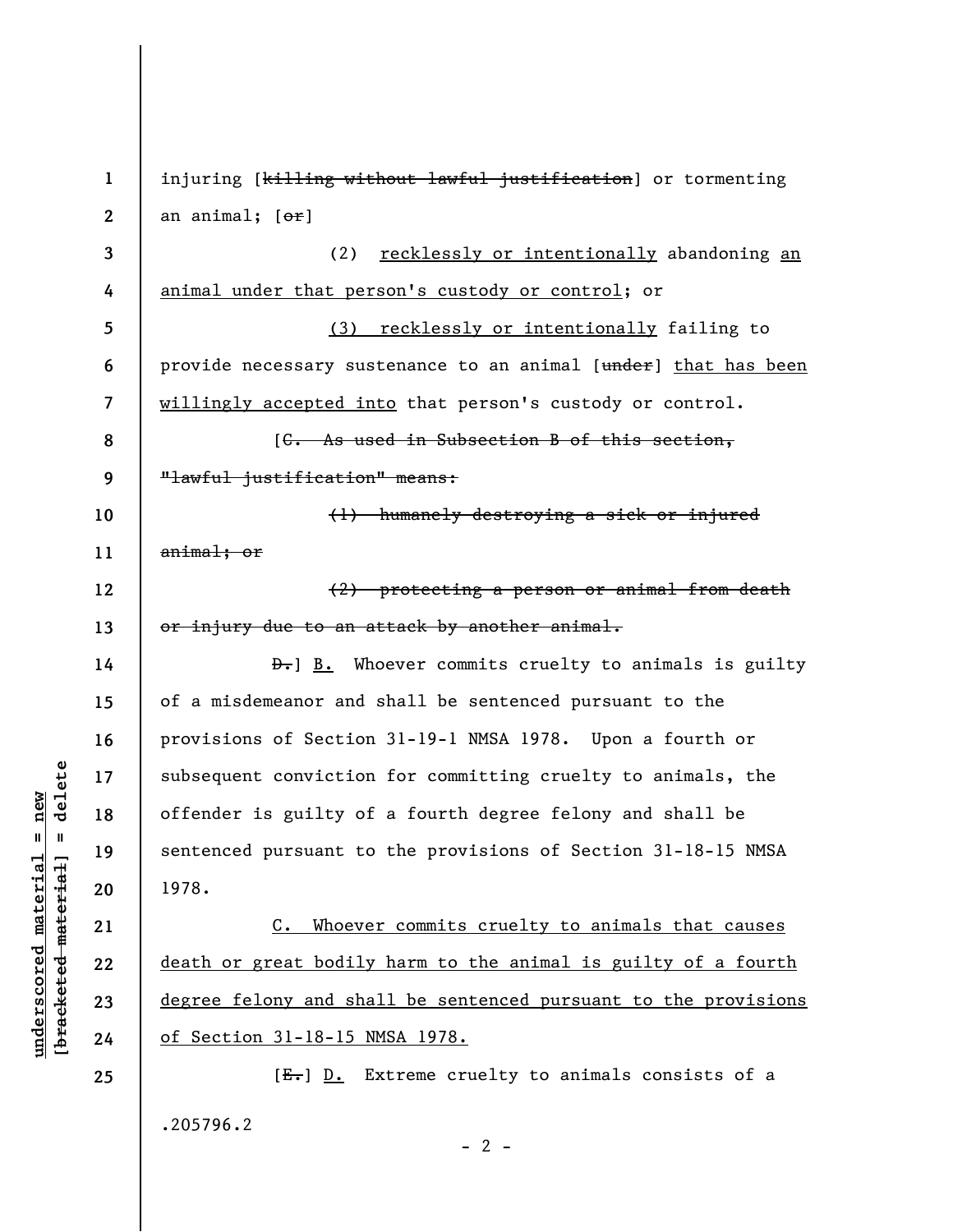injuring [~~killing without lawful justification~~] or tormenting an animal; [~~or~~]

(2) <u>recklessly or intentionally</u> abandoning <u>an animal under that person's custody or control</u>; or

<u>(3) recklessly or intentionally</u> failing to provide necessary sustenance to an animal [~~under~~] <u>that has been willingly accepted into</u> that person's custody or control.

[~~C. As used in Subsection B of this section, "lawful justification" means:~~

~~(1) humanely destroying a sick or injured animal; or~~

~~(2) protecting a person or animal from death or injury due to an attack by another animal.~~

~~D.~~] <u>B.</u> Whoever commits cruelty to animals is guilty of a misdemeanor and shall be sentenced pursuant to the provisions of Section 31-19-1 NMSA 1978. Upon a fourth or subsequent conviction for committing cruelty to animals, the offender is guilty of a fourth degree felony and shall be sentenced pursuant to the provisions of Section 31-18-15 NMSA 1978.

<u>C. Whoever commits cruelty to animals that causes death or great bodily harm to the animal is guilty of a fourth degree felony and shall be sentenced pursuant to the provisions of Section 31-18-15 NMSA 1978.</u>

[~~E.~~] <u>D.</u> Extreme cruelty to animals consists of a

.205796.2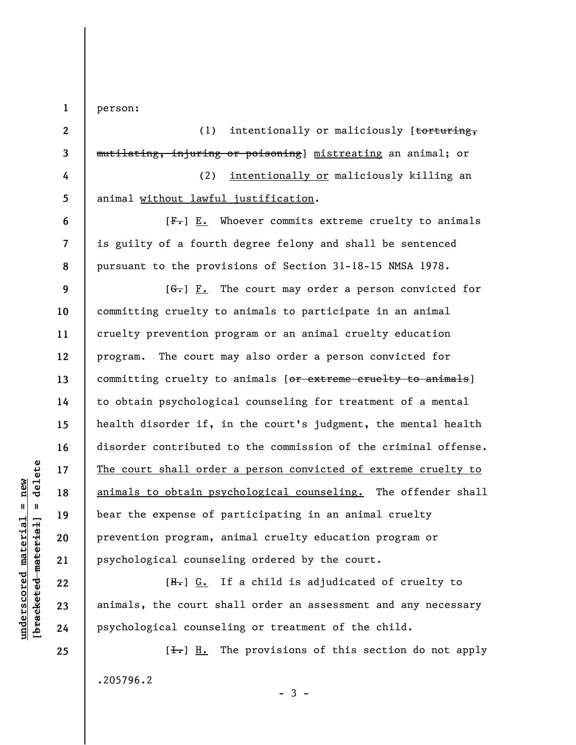person:

(1) intentionally or maliciously [~~torturing, mutilating, injuring or poisoning~~] <u>mistreating</u> an animal; or

(2) <u>intentionally or</u> maliciously killing an animal <u>without lawful justification</u>.

[~~F.~~] <u>E.</u> Whoever commits extreme cruelty to animals is guilty of a fourth degree felony and shall be sentenced pursuant to the provisions of Section 31-18-15 NMSA 1978.

[~~G.~~] <u>F.</u> The court may order a person convicted for committing cruelty to animals to participate in an animal cruelty prevention program or an animal cruelty education program. The court may also order a person convicted for committing cruelty to animals [~~or extreme cruelty to animals~~] to obtain psychological counseling for treatment of a mental health disorder if, in the court's judgment, the mental health disorder contributed to the commission of the criminal offense. <u>The court shall order a person convicted of extreme cruelty to animals to obtain psychological counseling.</u> The offender shall bear the expense of participating in an animal cruelty prevention program, animal cruelty education program or psychological counseling ordered by the court.

[~~H.~~] <u>G.</u> If a child is adjudicated of cruelty to animals, the court shall order an assessment and any necessary psychological counseling or treatment of the child.

[~~I.~~] <u>H.</u> The provisions of this section do not apply

.205796.2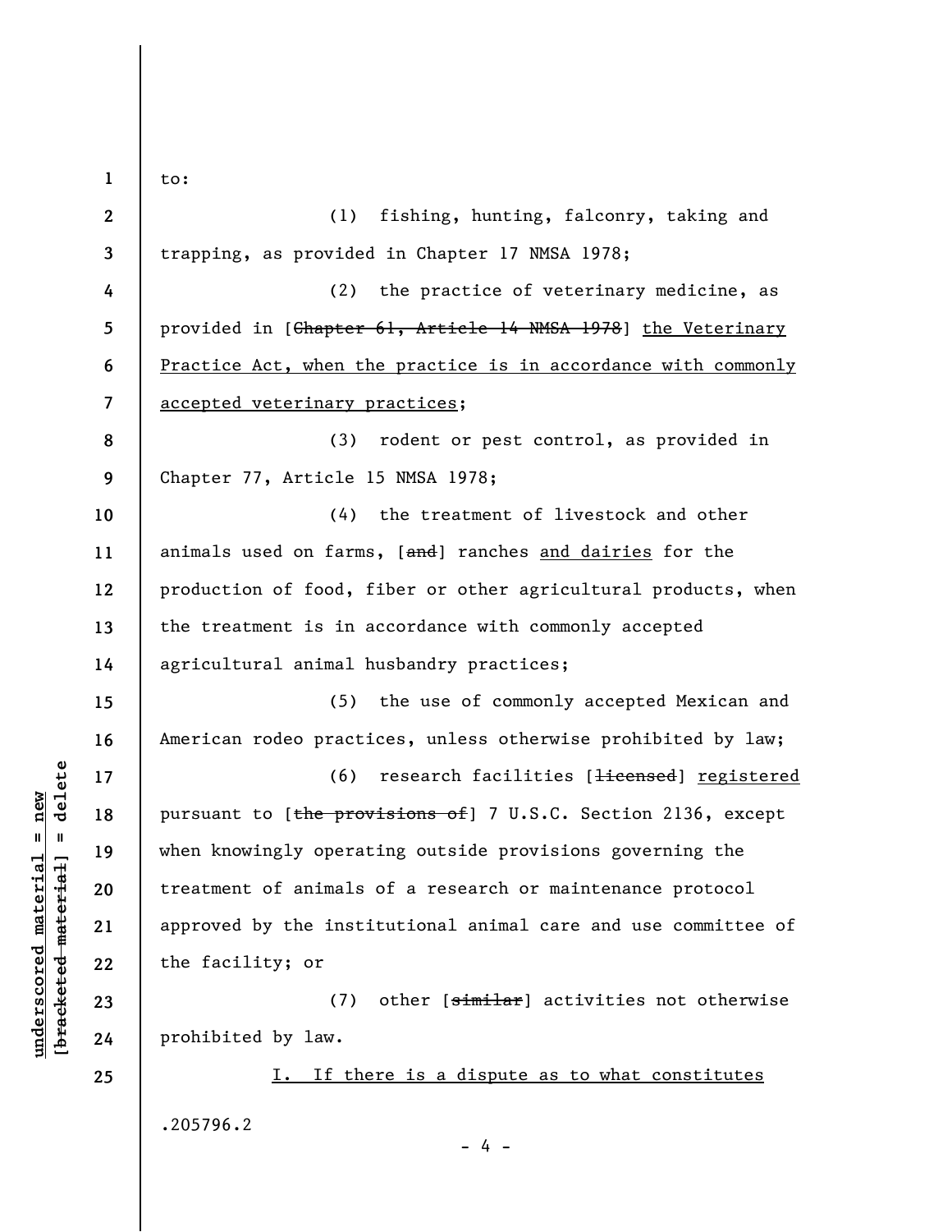to:

(1) fishing, hunting, falconry, taking and trapping, as provided in Chapter 17 NMSA 1978;

(2) the practice of veterinary medicine, as provided in [~~Chapter 61, Article 14 NMSA 1978~~] <u>the Veterinary Practice Act, when the practice is in accordance with commonly accepted veterinary practices</u>;

(3) rodent or pest control, as provided in Chapter 77, Article 15 NMSA 1978;

(4) the treatment of livestock and other animals used on farms, [~~and~~] ranches <u>and dairies</u> for the production of food, fiber or other agricultural products, when the treatment is in accordance with commonly accepted agricultural animal husbandry practices;

(5) the use of commonly accepted Mexican and American rodeo practices, unless otherwise prohibited by law;

(6) research facilities [~~licensed~~] <u>registered</u> pursuant to [~~the provisions of~~] 7 U.S.C. Section 2136, except when knowingly operating outside provisions governing the treatment of animals of a research or maintenance protocol approved by the institutional animal care and use committee of the facility; or

(7) other [~~similar~~] activities not otherwise prohibited by law.

<u>I. If there is a dispute as to what constitutes</u>

.205796.2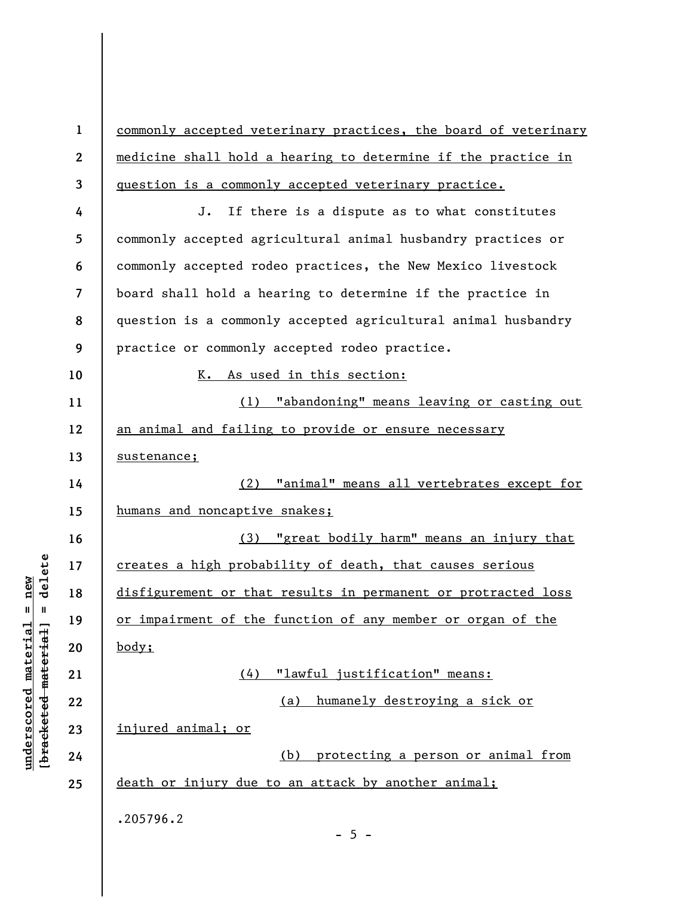commonly accepted veterinary practices, the board of veterinary medicine shall hold a hearing to determine if the practice in question is a commonly accepted veterinary practice.

J. If there is a dispute as to what constitutes commonly accepted agricultural animal husbandry practices or commonly accepted rodeo practices, the New Mexico livestock board shall hold a hearing to determine if the practice in question is a commonly accepted agricultural animal husbandry practice or commonly accepted rodeo practice.

K. As used in this section:

(1) "abandoning" means leaving or casting out an animal and failing to provide or ensure necessary sustenance;

(2) "animal" means all vertebrates except for humans and noncaptive snakes;

(3) "great bodily harm" means an injury that creates a high probability of death, that causes serious disfigurement or that results in permanent or protracted loss or impairment of the function of any member or organ of the body;

(4) "lawful justification" means:

(a) humanely destroying a sick or injured animal; or

(b) protecting a person or animal from death or injury due to an attack by another animal;

.205796.2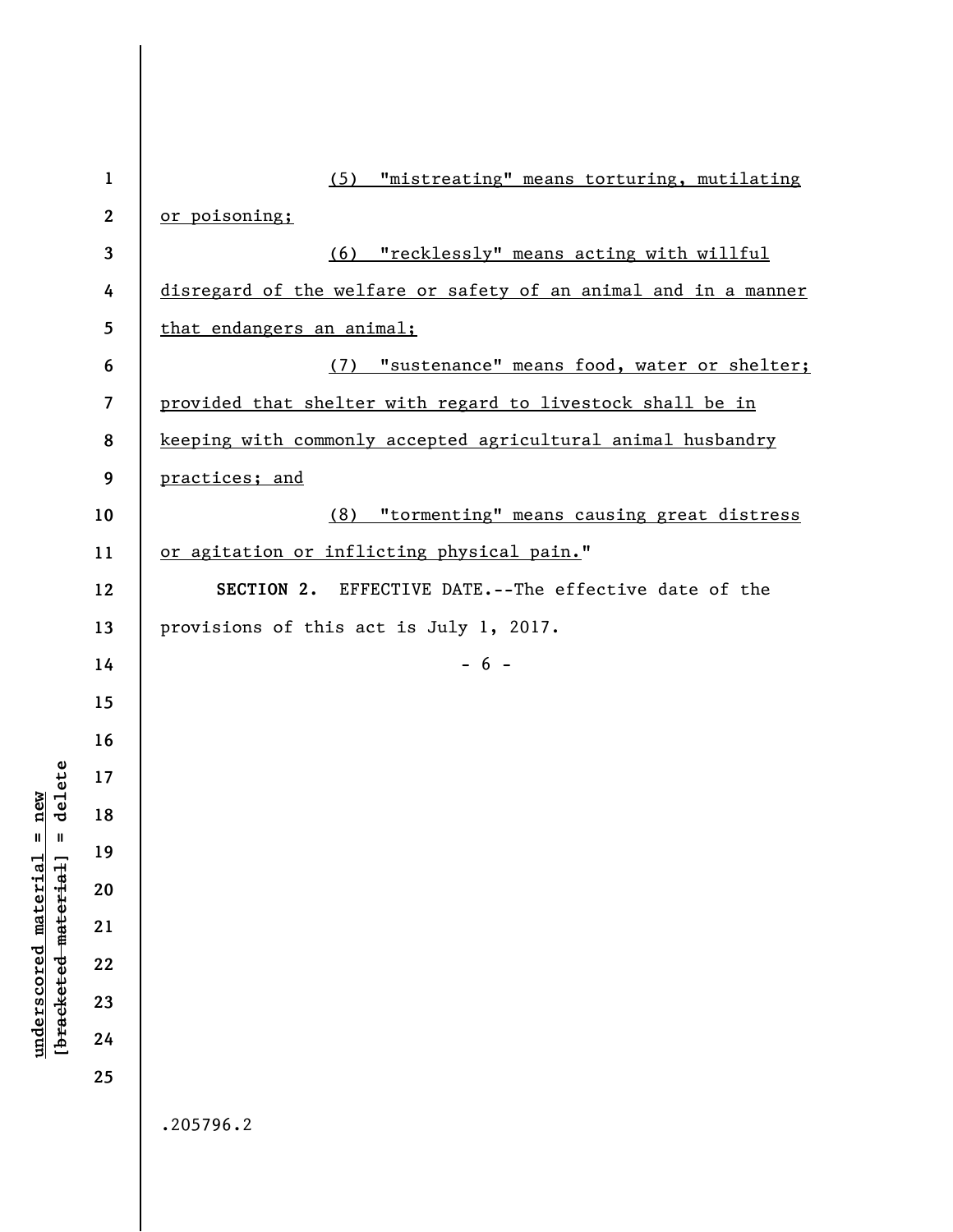(5) "mistreating" means torturing, mutilating or poisoning;

(6) "recklessly" means acting with willful disregard of the welfare or safety of an animal and in a manner that endangers an animal;

(7) "sustenance" means food, water or shelter; provided that shelter with regard to livestock shall be in keeping with commonly accepted agricultural animal husbandry practices; and

(8) "tormenting" means causing great distress or agitation or inflicting physical pain."

**SECTION 2.** EFFECTIVE DATE.--The effective date of the provisions of this act is July 1, 2017.